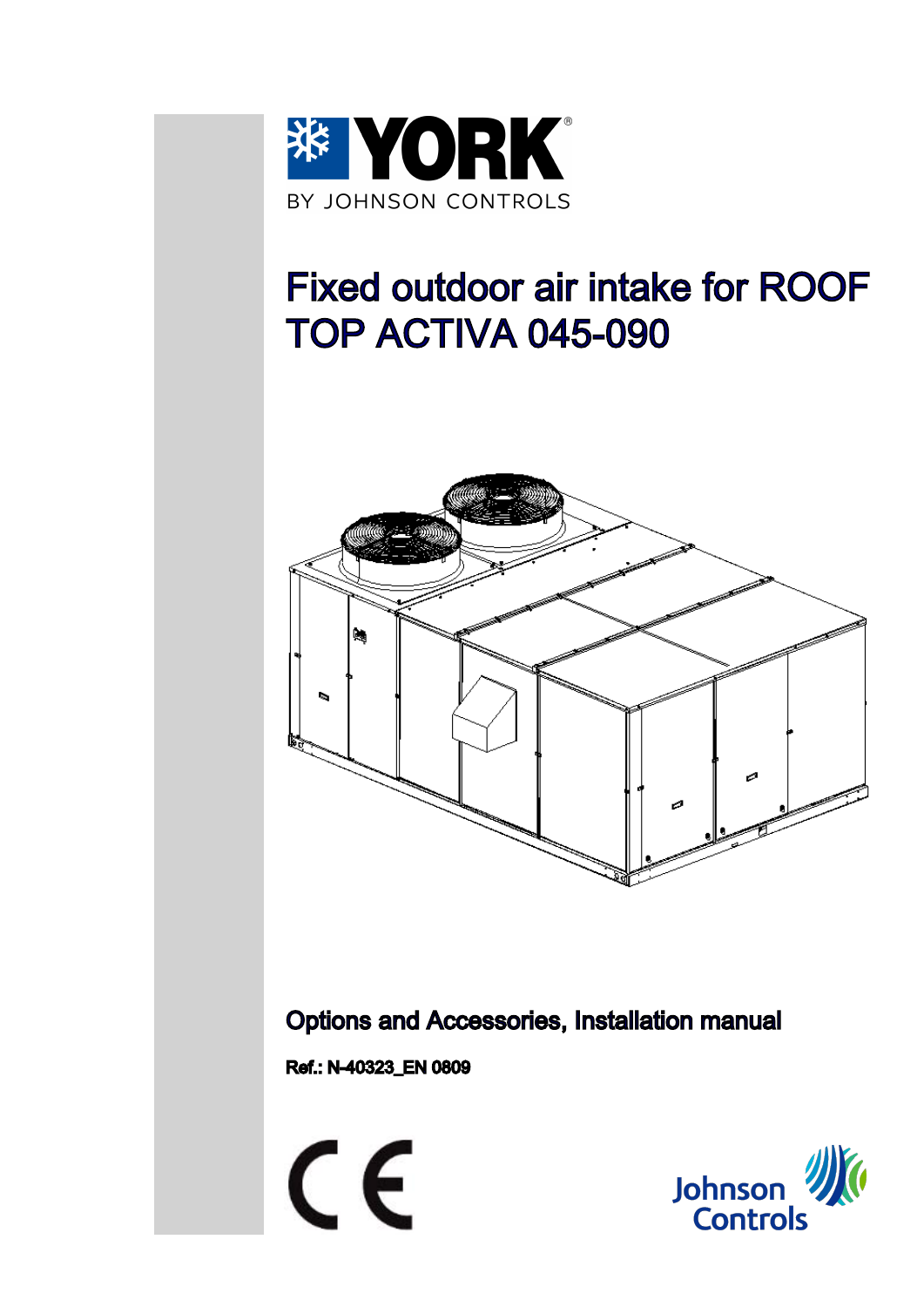YORK

BY JOHNSON CONTROLS

# Fixed outdoor air intake for ROOF TOP ACTIVA 045-090

## Options and Accessories, Installation manual

**Ref.: N-40323_EN 0809**

CE

Johnson Controls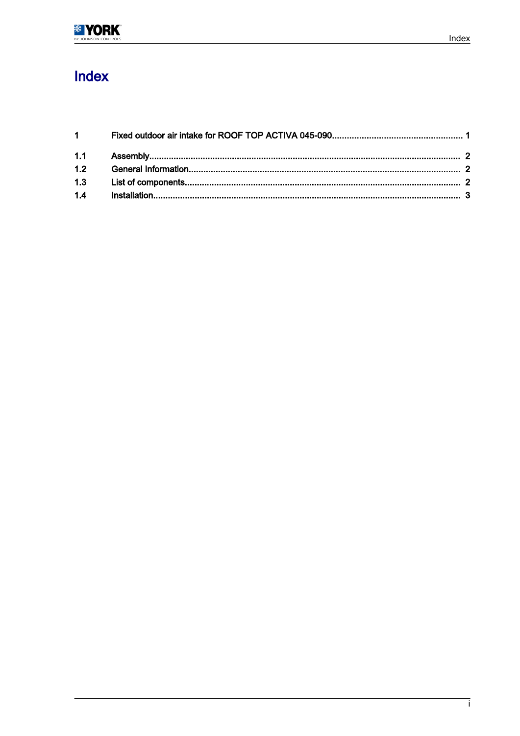# Index

| | | |
|---|---|---|
| **1** | **Fixed outdoor air intake for ROOF TOP ACTIVA 045-090** | **1** |
| 1.1 | Assembly | 2 |
| 1.2 | General Information | 2 |
| 1.3 | List of components | 2 |
| 1.4 | Installation | 3 |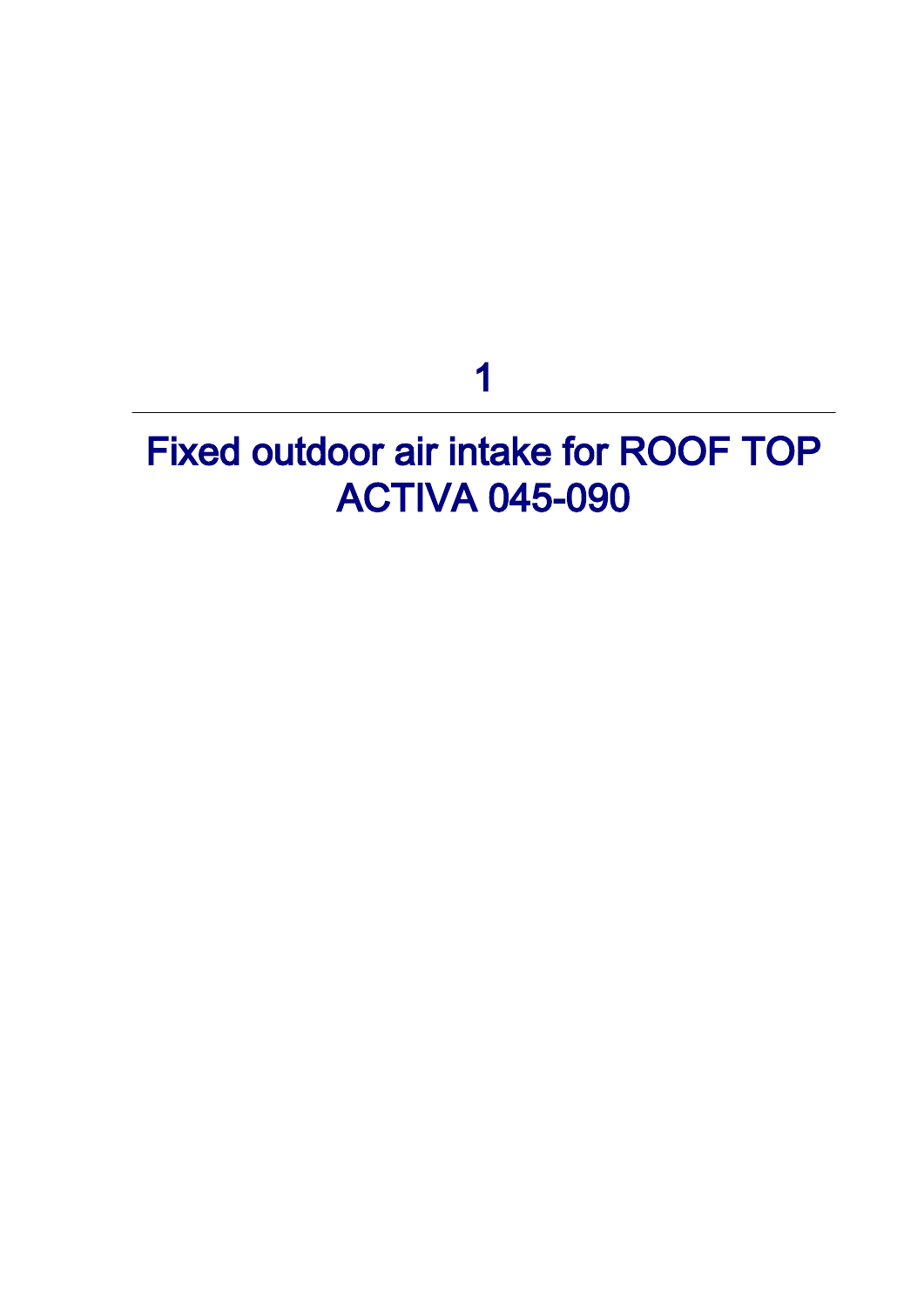# 1

# Fixed outdoor air intake for ROOF TOP ACTIVA 045-090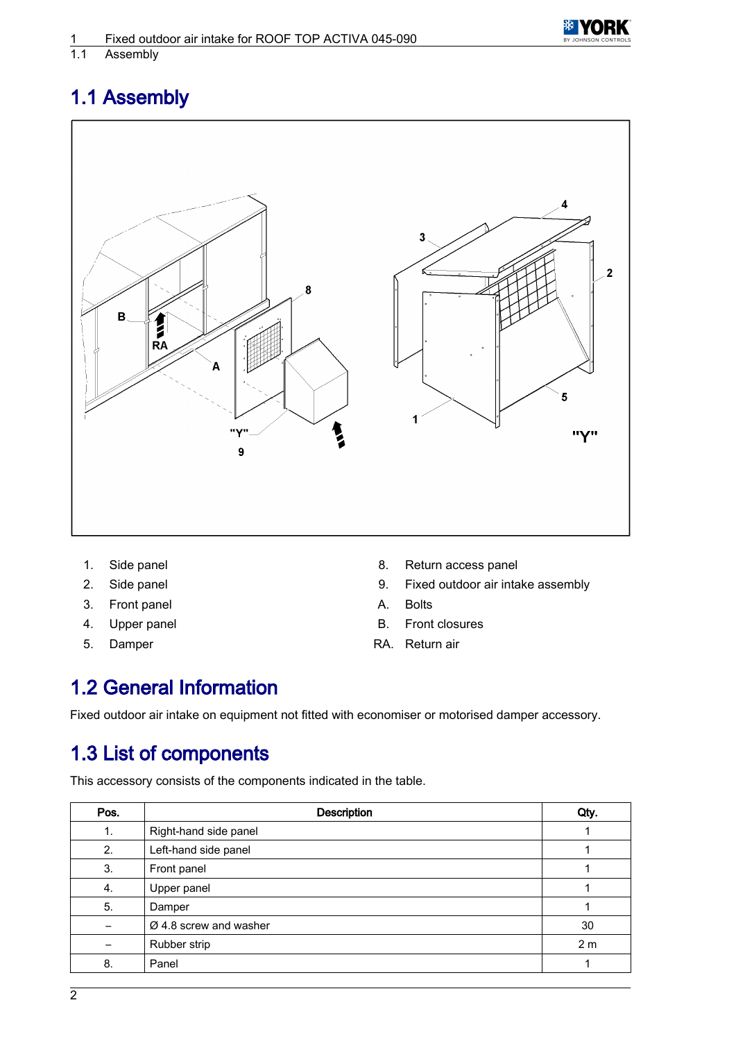## 1.1 Assembly

1. Side panel
2. Side panel
3. Front panel
4. Upper panel
5. Damper
8. Return access panel
9. Fixed outdoor air intake assembly

A. Bolts
B. Front closures
RA. Return air

## 1.2 General Information

Fixed outdoor air intake on equipment not fitted with economiser or motorised damper accessory.

## 1.3 List of components

This accessory consists of the components indicated in the table.

| Pos. | Description | Qty. |
| --- | --- | --- |
| 1. | Right-hand side panel | 1 |
| 2. | Left-hand side panel | 1 |
| 3. | Front panel | 1 |
| 4. | Upper panel | 1 |
| 5. | Damper | 1 |
| – | Ø 4.8 screw and washer | 30 |
| – | Rubber strip | 2 m |
| 8. | Panel | 1 |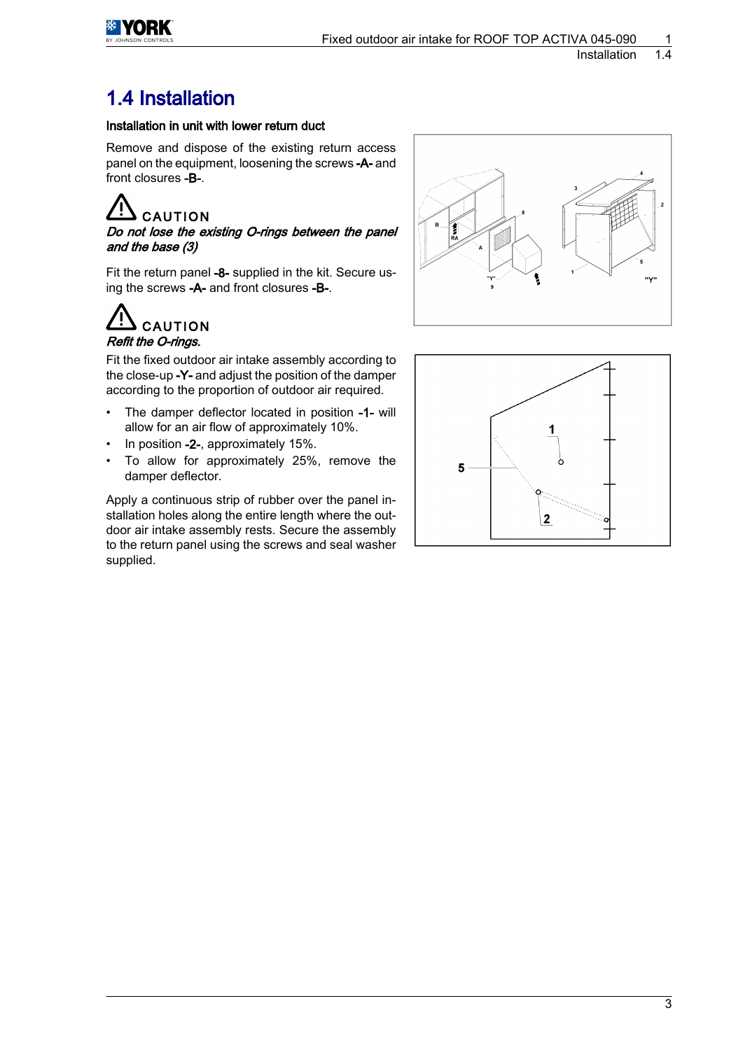# 1.4 Installation

**Installation in unit with lower return duct**

Remove and dispose of the existing return access panel on the equipment, loosening the screws **-A-** and front closures **-B-**.

**CAUTION**

***Do not lose the existing O-rings between the panel and the base (3)***

Fit the return panel **-8-** supplied in the kit. Secure using the screws **-A-** and front closures **-B-**.

**CAUTION**

***Refit the O-rings.***

Fit the fixed outdoor air intake assembly according to the close-up **-Y-** and adjust the position of the damper according to the proportion of outdoor air required.

- The damper deflector located in position -1- will allow for an air flow of approximately 10%.
- In position -2-, approximately 15%.
- To allow for approximately 25%, remove the damper deflector.

Apply a continuous strip of rubber over the panel installation holes along the entire length where the outdoor air intake assembly rests. Secure the assembly to the return panel using the screws and seal washer supplied.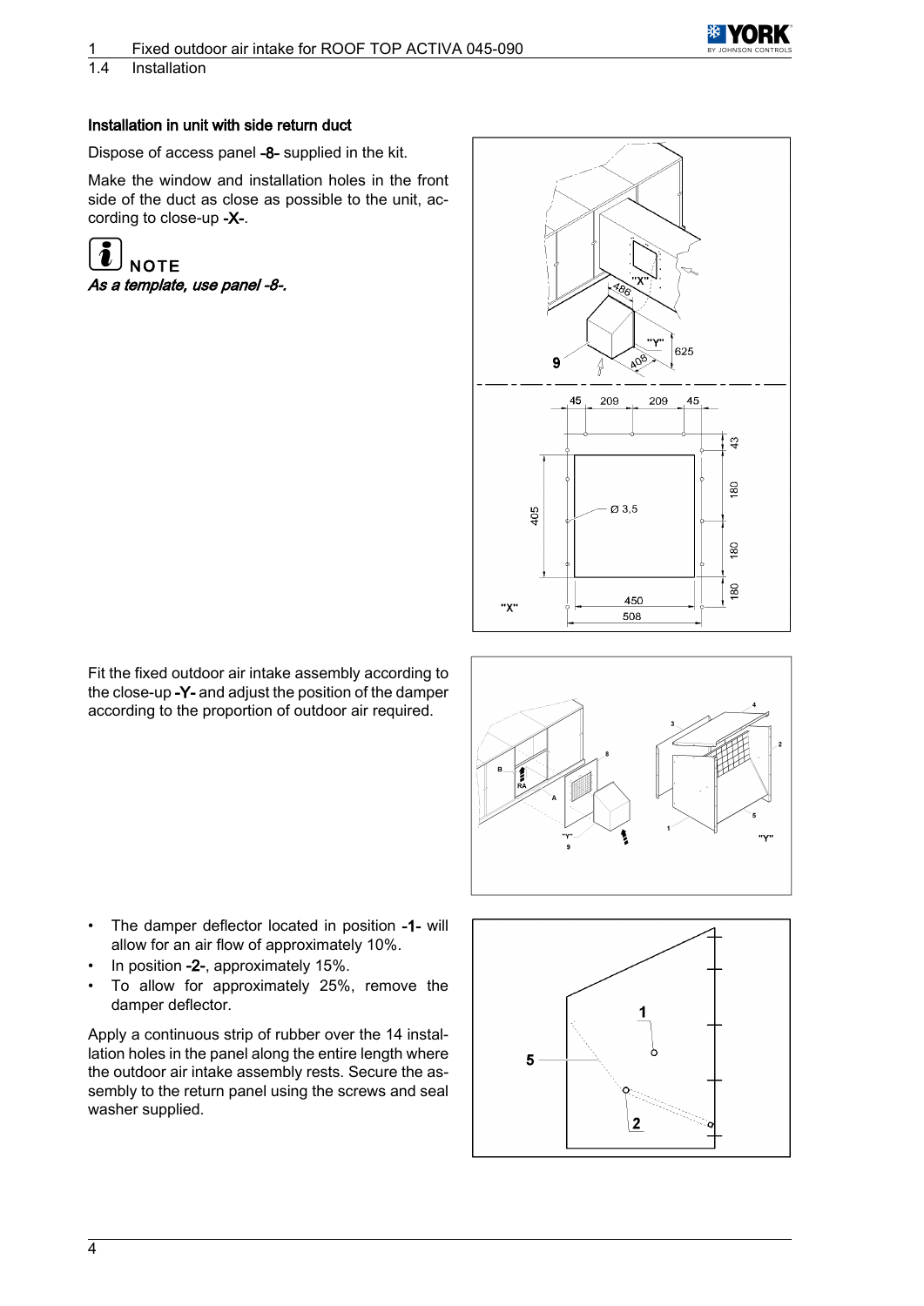#### Installation in unit with side return duct

Dispose of access panel **-8-** supplied in the kit.

Make the window and installation holes in the front side of the duct as close as possible to the unit, according to close-up **-X-**.

**NOTE**

*As a template, use panel -8-.*

Fit the fixed outdoor air intake assembly according to the close-up **-Y-** and adjust the position of the damper according to the proportion of outdoor air required.

- The damper deflector located in position **-1-** will allow for an air flow of approximately 10%.
- In position **-2-**, approximately 15%.
- To allow for approximately 25%, remove the damper deflector.

Apply a continuous strip of rubber over the 14 installation holes in the panel along the entire length where the outdoor air intake assembly rests. Secure the assembly to the return panel using the screws and seal washer supplied.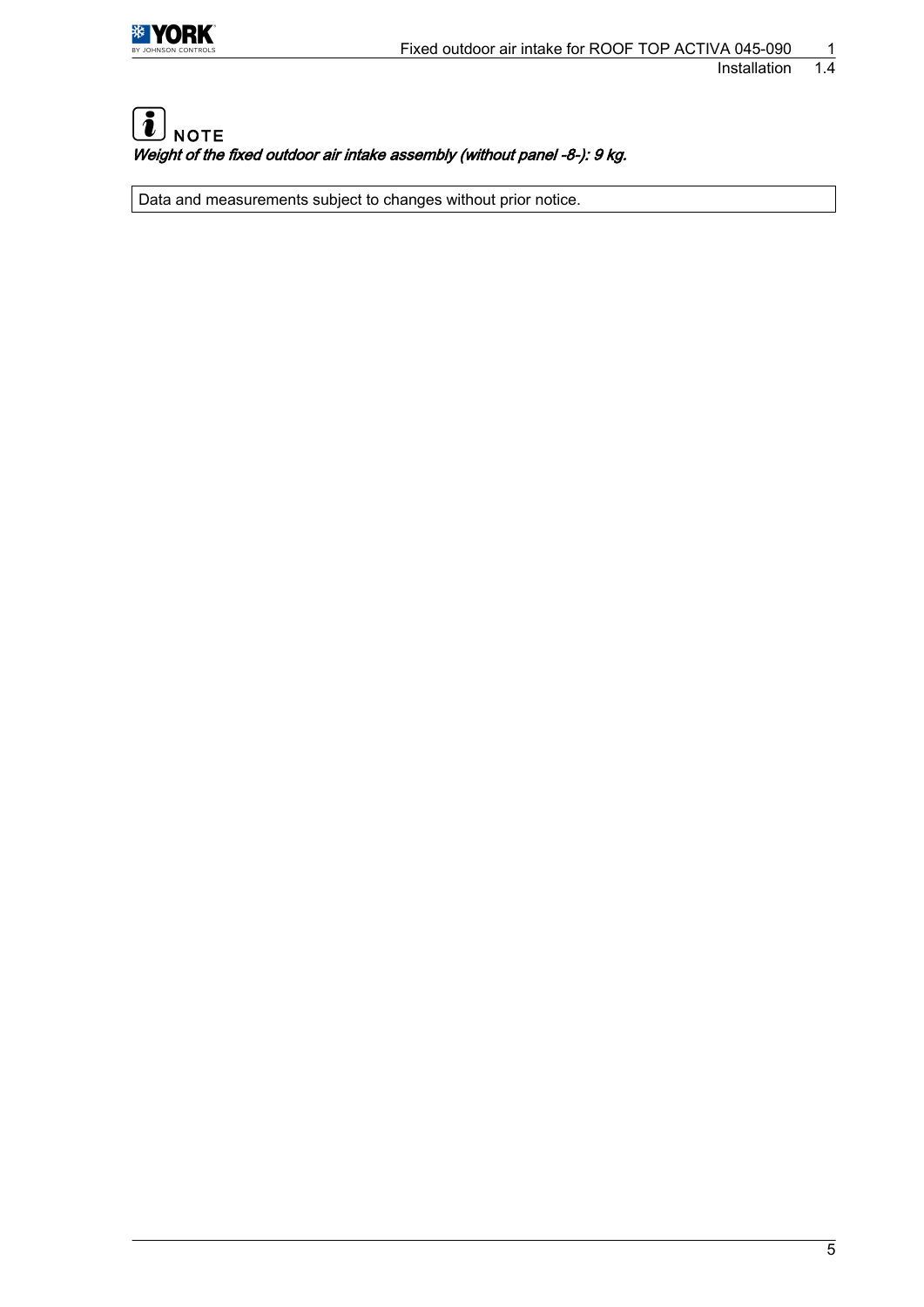**NOTE**

*Weight of the fixed outdoor air intake assembly (without panel -8-): 9 kg.*

| |
|---|
| Data and measurements subject to changes without prior notice. |